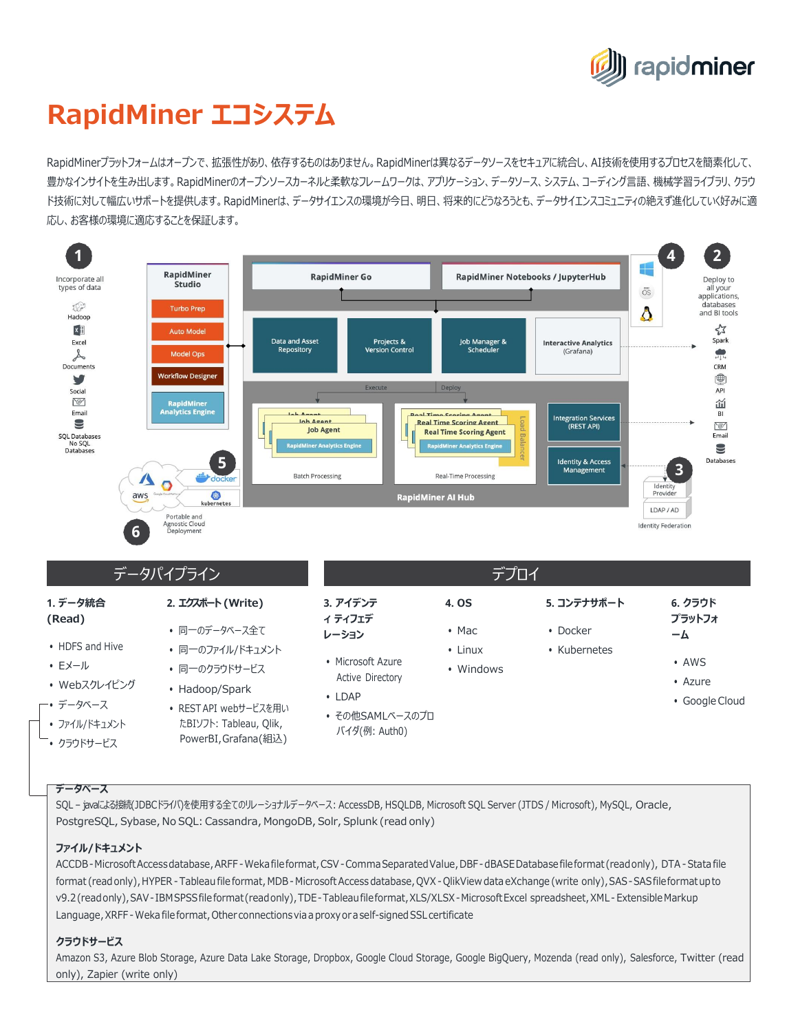# RapidMiner エコシステム

RapidMinerプラットフォームはオープンで、拡張性があり、依存するものはありません。RapidMinerは異なるデータソースをセキュアに統合し、AI技術を使用するプロセスを簡素化して、豊かなインサイトを生み出します。RapidMinerのオープンソースカーネルと柔軟なフレームワークは、アプリケーション、データソース、システム、コーディング言語、機械学習ライブラリ、クラウド技術に対して幅広いサポートを提供します。RapidMinerは、データサイエンスの環境が今日、明日、将来的にどうなろうとも、データサイエンスコミュニティの絶えず進化していく好みに適応し、お客様の環境に適応することを保証します。

## データパイプライン

**1. データ統合 (Read)**

- HDFS and Hive
- Eメール
- Webスクレイピング
- データベース
- ファイル/ドキュメント
- クラウドサービス

**2. エクスポート (Write)**

- 同一のデータベース全て
- 同一のファイル/ドキュメント
- 同一のクラウドサービス
- Hadoop/Spark
- REST API webサービスを用いたBIソフト: Tableau, Qlik, PowerBI, Grafana(組込)

## デプロイ

**3. アイデンティティフェデレーション**

- Microsoft Azure Active Directory
- LDAP
- その他SAMLベースのプロバイダ(例: Auth0)

**4. OS**

- Mac
- Linux
- Windows

**5. コンテナサポート**

- Docker
- Kubernetes

**6. クラウドプラットフォーム**

- AWS
- Azure
- Google Cloud

**データベース**

SQL – javaによる接続(JDBCドライバ)を使用する全てのリレーショナルデータベース: AccessDB, HSQLDB, Microsoft SQL Server (JTDS / Microsoft), MySQL, Oracle, PostgreSQL, Sybase, No SQL: Cassandra, MongoDB, Solr, Splunk (read only)

**ファイル/ドキュメント**

ACCDB - Microsoft Access database, ARFF - Weka file format, CSV - Comma Separated Value, DBF - dBASE Database file format (read only), DTA - Stata file format (read only), HYPER - Tableau file format, MDB - Microsoft Access database, QVX - QlikView data eXchange (write only), SAS - SAS file format up to v9.2 (read only), SAV - IBM SPSS file format (read only), TDE - Tableau file format, XLS/XLSX - Microsoft Excel spreadsheet, XML - Extensible Markup Language, XRFF - Weka file format, Other connections via a proxy or a self-signed SSL certificate

**クラウドサービス**

Amazon S3, Azure Blob Storage, Azure Data Lake Storage, Dropbox, Google Cloud Storage, Google BigQuery, Mozenda (read only), Salesforce, Twitter (read only), Zapier (write only)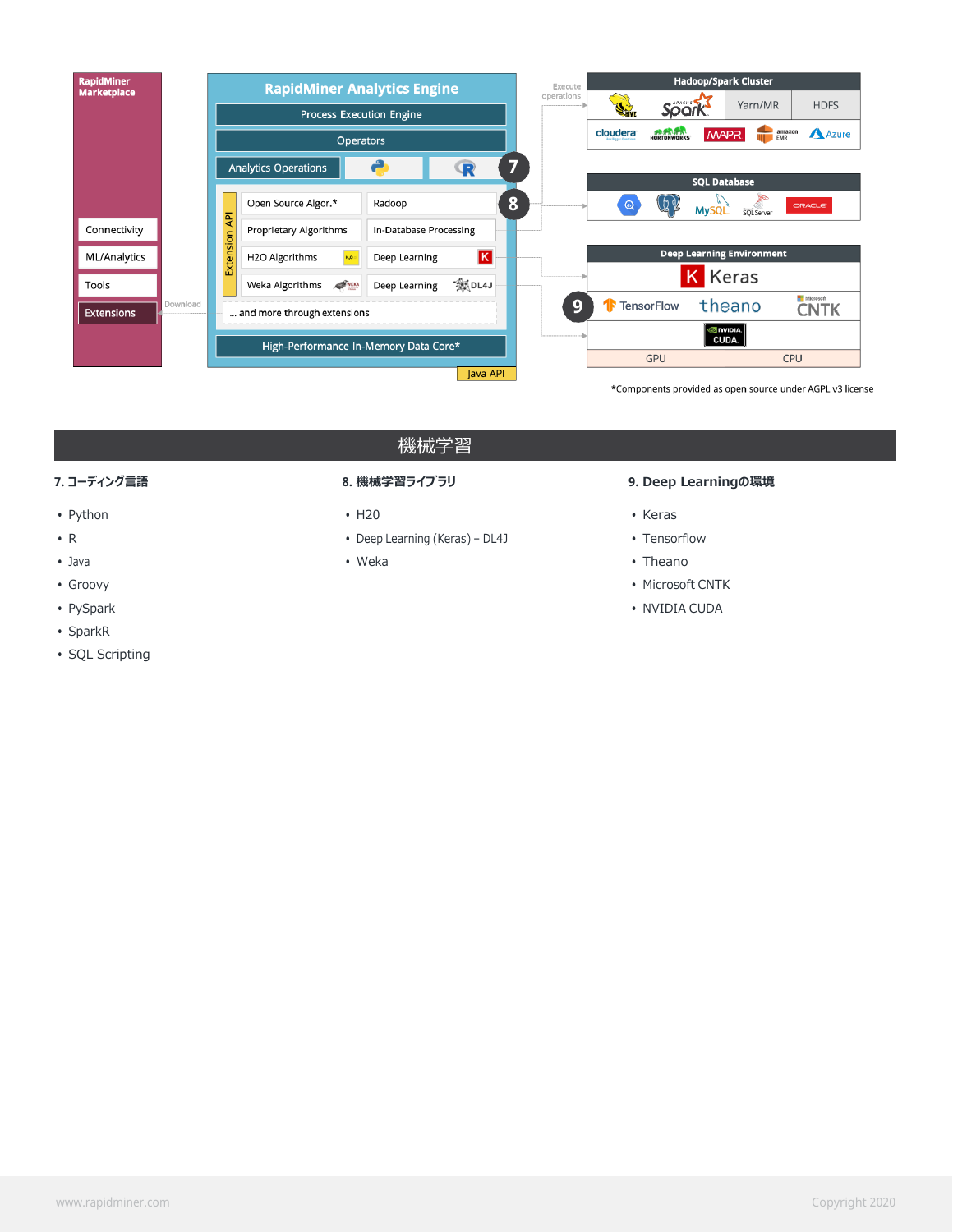RapidMiner Marketplace

Connectivity

ML/Analytics

Tools

Extensions

Download

RapidMiner Analytics Engine

Process Execution Engine

Operators

Analytics Operations

7

Extension API

Open Source Algor.*

Radoop

8

Proprietary Algorithms

In-Database Processing

H2O Algorithms

Deep Learning

Weka Algorithms

Deep Learning

DL4J

... and more through extensions

High-Performance In-Memory Data Core*

Java API

Execute operations

Hadoop/Spark Cluster

Spark

Yarn/MR

HDFS

cloudera

HORTONWORKS

MAPR

amazon EMR

Azure

SQL Database

MySQL

SQL Server

ORACLE

Deep Learning Environment

Keras

9

TensorFlow

theano

Microsoft CNTK

NVIDIA CUDA

GPU

CPU

*Components provided as open source under AGPL v3 license

## 機械学習

### 7. コーディング言語

- Python
- R
- Java
- Groovy
- PySpark
- SparkR
- SQL Scripting

### 8. 機械学習ライブラリ

- H20
- Deep Learning (Keras) – DL4J
- Weka

### 9. Deep Learningの環境

- Keras
- Tensorflow
- Theano
- Microsoft CNTK
- NVIDIA CUDA

www.rapidminer.com

Copyright 2020